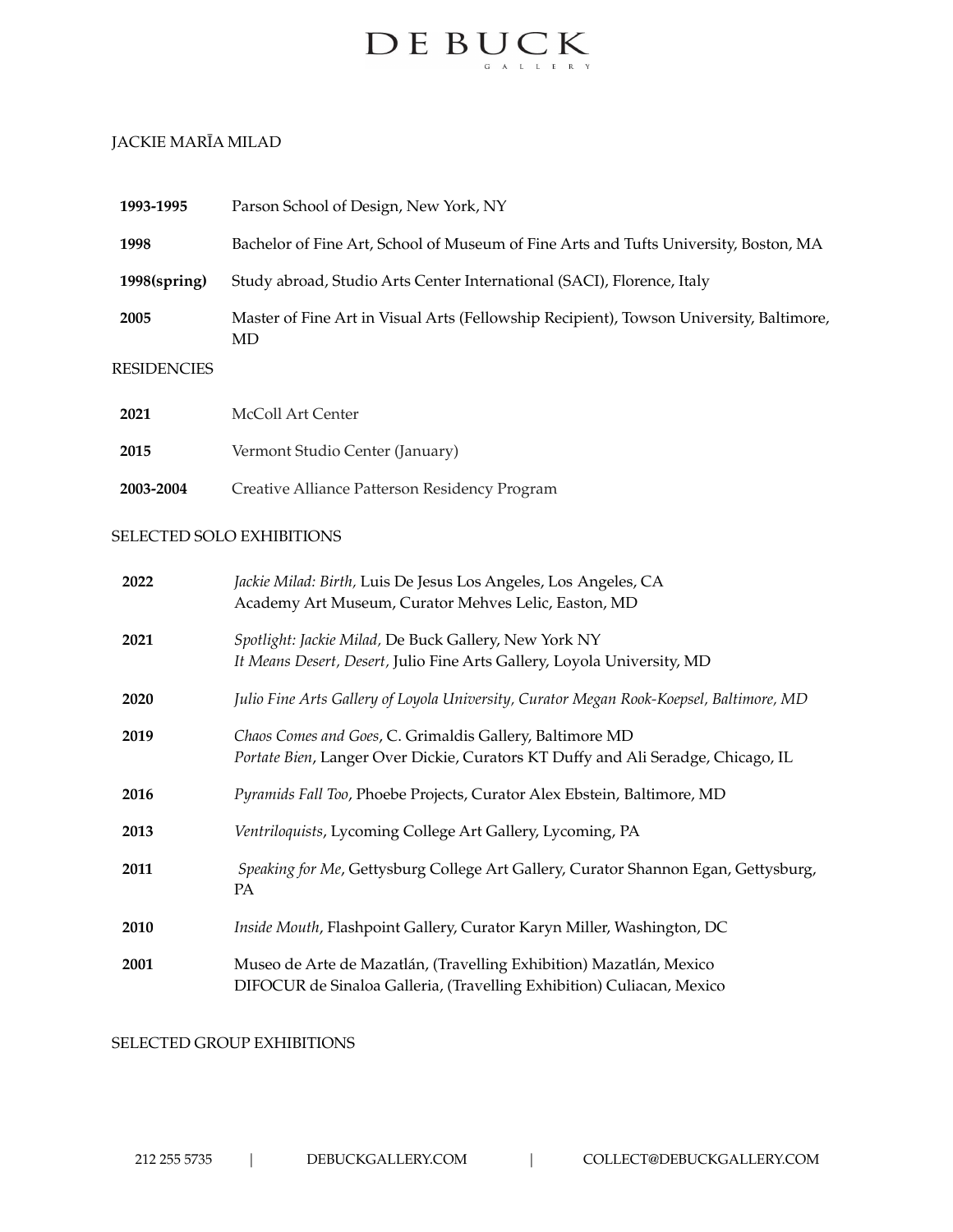# DE BUCK
GALLERY

JACKIE MARĪA MILAD

| | |
|---|---|
| **1993-1995** | Parson School of Design, New York, NY |
| **1998** | Bachelor of Fine Art, School of Museum of Fine Arts and Tufts University, Boston, MA |
| **1998(spring)** | Study abroad, Studio Arts Center International (SACI), Florence, Italy |
| **2005** | Master of Fine Art in Visual Arts (Fellowship Recipient), Towson University, Baltimore, MD |

## RESIDENCIES

| | |
|---|---|
| **2021** | McColl Art Center |
| **2015** | Vermont Studio Center (January) |
| **2003-2004** | Creative Alliance Patterson Residency Program |

## SELECTED SOLO EXHIBITIONS

| | |
|---|---|
| **2022** | *Jackie Milad: Birth,* Luis De Jesus Los Angeles, Los Angeles, CA<br>Academy Art Museum, Curator Mehves Lelic, Easton, MD |
| **2021** | *Spotlight: Jackie Milad,* De Buck Gallery, New York NY<br>*It Means Desert, Desert,* Julio Fine Arts Gallery, Loyola University, MD |
| **2020** | *Julio Fine Arts Gallery of Loyola University, Curator Megan Rook-Koepsel, Baltimore, MD* |
| **2019** | *Chaos Comes and Goes*, C. Grimaldis Gallery, Baltimore MD<br>*Portate Bien*, Langer Over Dickie, Curators KT Duffy and Ali Seradge, Chicago, IL |
| **2016** | *Pyramids Fall Too*, Phoebe Projects, Curator Alex Ebstein, Baltimore, MD |
| **2013** | *Ventriloquists*, Lycoming College Art Gallery, Lycoming, PA |
| **2011** | *Speaking for Me*, Gettysburg College Art Gallery, Curator Shannon Egan, Gettysburg, PA |
| **2010** | *Inside Mouth*, Flashpoint Gallery, Curator Karyn Miller, Washington, DC |
| **2001** | Museo de Arte de Mazatlán, (Travelling Exhibition) Mazatlán, Mexico<br>DIFOCUR de Sinaloa Galleria, (Travelling Exhibition) Culiacan, Mexico |

## SELECTED GROUP EXHIBITIONS

212 255 5735 | DEBUCKGALLERY.COM | COLLECT@DEBUCKGALLERY.COM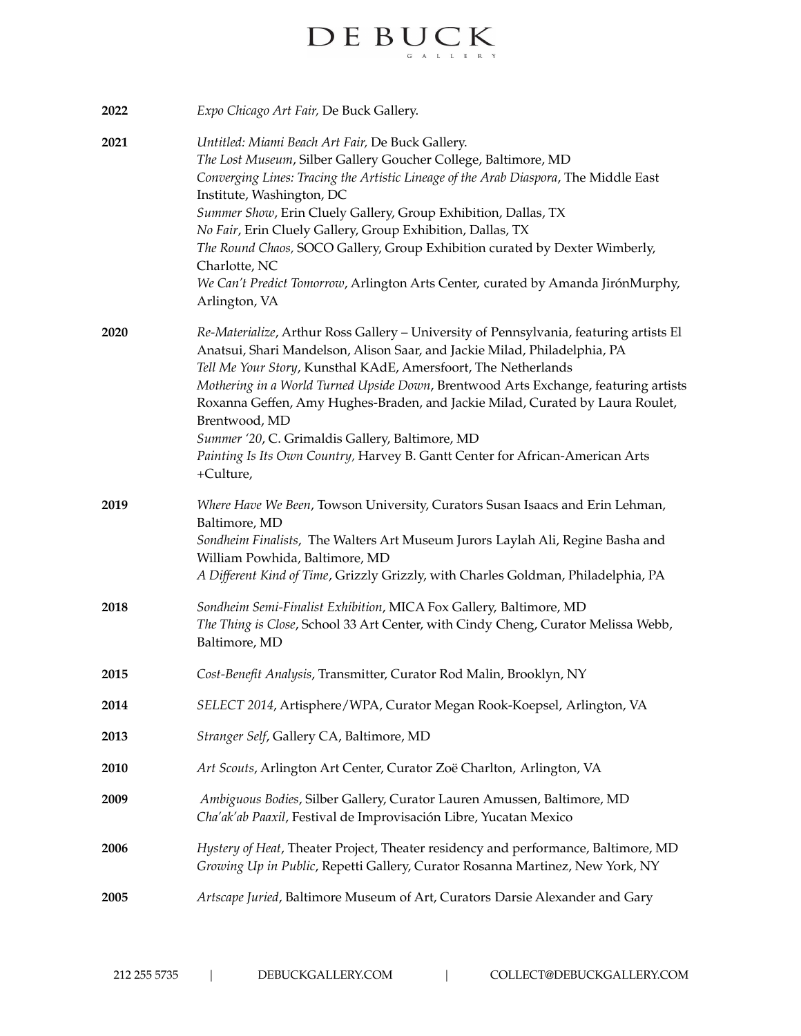**2022** *Expo Chicago Art Fair,* De Buck Gallery.

**2021** *Untitled: Miami Beach Art Fair,* De Buck Gallery.
*The Lost Museum*, Silber Gallery Goucher College, Baltimore, MD
*Converging Lines: Tracing the Artistic Lineage of the Arab Diaspora*, The Middle East Institute, Washington, DC
*Summer Show*, Erin Cluely Gallery, Group Exhibition, Dallas, TX
*No Fair*, Erin Cluely Gallery, Group Exhibition, Dallas, TX
*The Round Chaos,* SOCO Gallery, Group Exhibition curated by Dexter Wimberly, Charlotte, NC
*We Can't Predict Tomorrow*, Arlington Arts Center, curated by Amanda JirónMurphy, Arlington, VA

**2020** *Re-Materialize*, Arthur Ross Gallery – University of Pennsylvania, featuring artists El Anatsui, Shari Mandelson, Alison Saar, and Jackie Milad, Philadelphia, PA
*Tell Me Your Story*, Kunsthal KAdE, Amersfoort, The Netherlands
*Mothering in a World Turned Upside Down*, Brentwood Arts Exchange, featuring artists Roxanna Geffen, Amy Hughes-Braden, and Jackie Milad, Curated by Laura Roulet, Brentwood, MD
*Summer '20*, C. Grimaldis Gallery, Baltimore, MD
*Painting Is Its Own Country,* Harvey B. Gantt Center for African-American Arts +Culture,

**2019** *Where Have We Been*, Towson University, Curators Susan Isaacs and Erin Lehman, Baltimore, MD
*Sondheim Finalists*, The Walters Art Museum Jurors Laylah Ali, Regine Basha and William Powhida, Baltimore, MD
*A Different Kind of Time*, Grizzly Grizzly, with Charles Goldman, Philadelphia, PA

**2018** *Sondheim Semi-Finalist Exhibition*, MICA Fox Gallery, Baltimore, MD
*The Thing is Close*, School 33 Art Center, with Cindy Cheng, Curator Melissa Webb, Baltimore, MD

**2015** *Cost-Benefit Analysis*, Transmitter, Curator Rod Malin, Brooklyn, NY

**2014** *SELECT 2014*, Artisphere/WPA, Curator Megan Rook-Koepsel, Arlington, VA

**2013** *Stranger Self*, Gallery CA, Baltimore, MD

**2010** *Art Scouts*, Arlington Art Center, Curator Zoë Charlton, Arlington, VA

**2009** *Ambiguous Bodies*, Silber Gallery, Curator Lauren Amussen, Baltimore, MD
*Cha'ak'ab Paaxil*, Festival de Improvisación Libre, Yucatan Mexico

**2006** *Hystery of Heat*, Theater Project, Theater residency and performance, Baltimore, MD
*Growing Up in Public*, Repetti Gallery, Curator Rosanna Martinez, New York, NY

**2005** *Artscape Juried*, Baltimore Museum of Art, Curators Darsie Alexander and Gary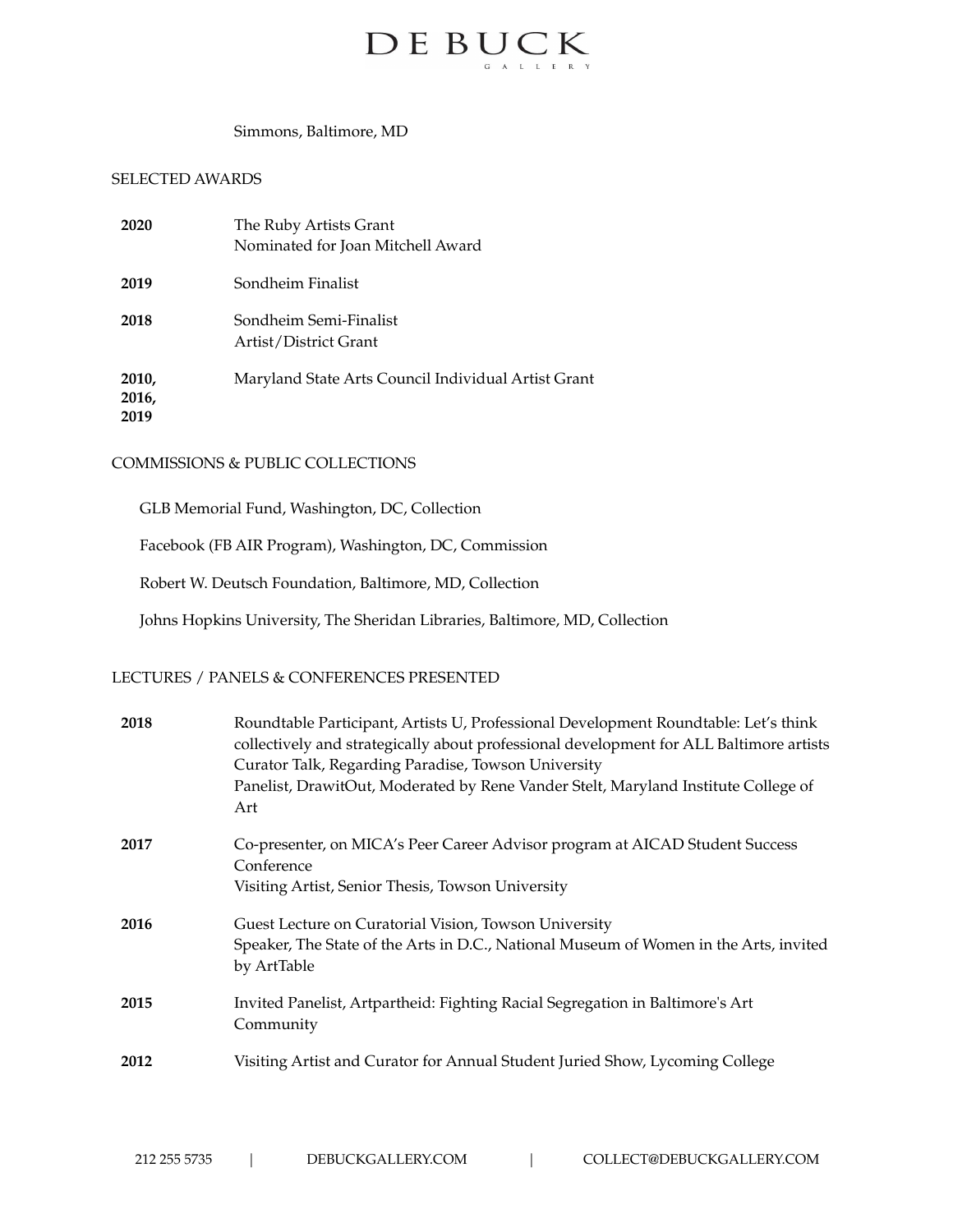Simmons, Baltimore, MD

## SELECTED AWARDS

| | |
|---|---|
| **2020** | The Ruby Artists Grant<br>Nominated for Joan Mitchell Award |
| **2019** | Sondheim Finalist |
| **2018** | Sondheim Semi-Finalist<br>Artist/District Grant |
| **2010, 2016, 2019** | Maryland State Arts Council Individual Artist Grant |

## COMMISSIONS & PUBLIC COLLECTIONS

GLB Memorial Fund, Washington, DC, Collection

Facebook (FB AIR Program), Washington, DC, Commission

Robert W. Deutsch Foundation, Baltimore, MD, Collection

Johns Hopkins University, The Sheridan Libraries, Baltimore, MD, Collection

## LECTURES / PANELS & CONFERENCES PRESENTED

| | |
|---|---|
| **2018** | Roundtable Participant, Artists U, Professional Development Roundtable: Let's think collectively and strategically about professional development for ALL Baltimore artists<br>Curator Talk, Regarding Paradise, Towson University<br>Panelist, DrawitOut, Moderated by Rene Vander Stelt, Maryland Institute College of Art |
| **2017** | Co-presenter, on MICA's Peer Career Advisor program at AICAD Student Success Conference<br>Visiting Artist, Senior Thesis, Towson University |
| **2016** | Guest Lecture on Curatorial Vision, Towson University<br>Speaker, The State of the Arts in D.C., National Museum of Women in the Arts, invited by ArtTable |
| **2015** | Invited Panelist, Artpartheid: Fighting Racial Segregation in Baltimore's Art Community |
| **2012** | Visiting Artist and Curator for Annual Student Juried Show, Lycoming College |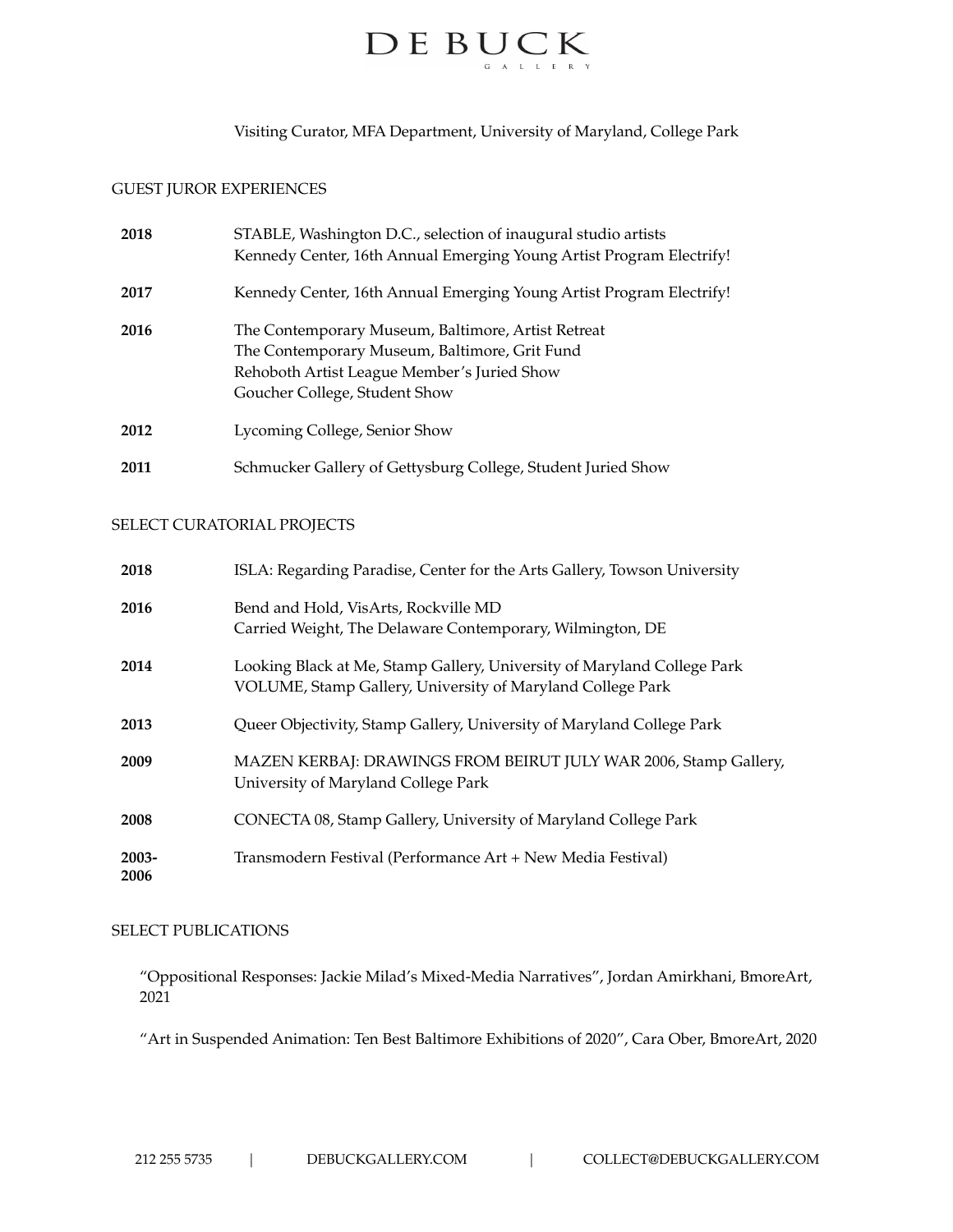Visiting Curator, MFA Department, University of Maryland, College Park

## GUEST JUROR EXPERIENCES

| | |
|---|---|
| **2018** | STABLE, Washington D.C., selection of inaugural studio artists<br>Kennedy Center, 16th Annual Emerging Young Artist Program Electrify! |
| **2017** | Kennedy Center, 16th Annual Emerging Young Artist Program Electrify! |
| **2016** | The Contemporary Museum, Baltimore, Artist Retreat<br>The Contemporary Museum, Baltimore, Grit Fund<br>Rehoboth Artist League Member's Juried Show<br>Goucher College, Student Show |
| **2012** | Lycoming College, Senior Show |
| **2011** | Schmucker Gallery of Gettysburg College, Student Juried Show |

## SELECT CURATORIAL PROJECTS

| | |
|---|---|
| **2018** | ISLA: Regarding Paradise, Center for the Arts Gallery, Towson University |
| **2016** | Bend and Hold, VisArts, Rockville MD<br>Carried Weight, The Delaware Contemporary, Wilmington, DE |
| **2014** | Looking Black at Me, Stamp Gallery, University of Maryland College Park<br>VOLUME, Stamp Gallery, University of Maryland College Park |
| **2013** | Queer Objectivity, Stamp Gallery, University of Maryland College Park |
| **2009** | MAZEN KERBAJ: DRAWINGS FROM BEIRUT JULY WAR 2006, Stamp Gallery, University of Maryland College Park |
| **2008** | CONECTA 08, Stamp Gallery, University of Maryland College Park |
| **2003-2006** | Transmodern Festival (Performance Art + New Media Festival) |

## SELECT PUBLICATIONS

"Oppositional Responses: Jackie Milad's Mixed-Media Narratives", Jordan Amirkhani, BmoreArt, 2021

"Art in Suspended Animation: Ten Best Baltimore Exhibitions of 2020", Cara Ober, BmoreArt, 2020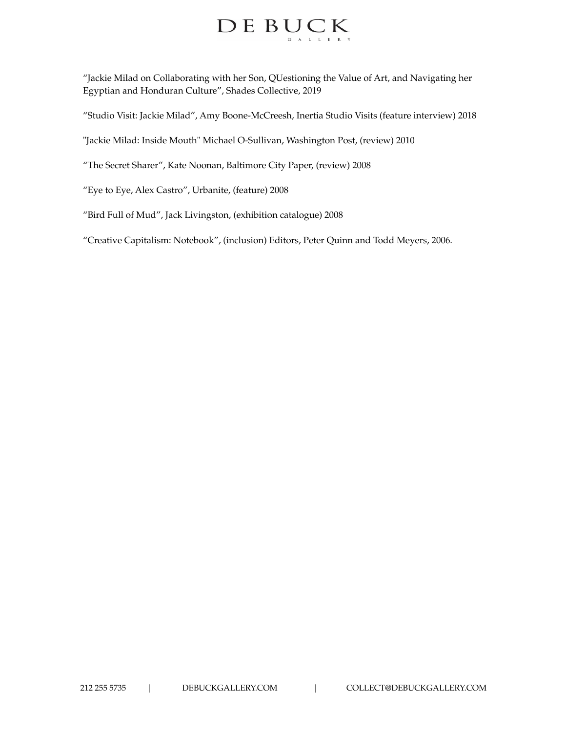“Jackie Milad on Collaborating with her Son, QUestioning the Value of Art, and Navigating her Egyptian and Honduran Culture”, Shades Collective, 2019

“Studio Visit: Jackie Milad”, Amy Boone-McCreesh, Inertia Studio Visits (feature interview) 2018

"Jackie Milad: Inside Mouth" Michael O-Sullivan, Washington Post, (review) 2010

“The Secret Sharer”, Kate Noonan, Baltimore City Paper, (review) 2008

“Eye to Eye, Alex Castro”, Urbanite, (feature) 2008

“Bird Full of Mud”, Jack Livingston, (exhibition catalogue) 2008

“Creative Capitalism: Notebook”, (inclusion) Editors, Peter Quinn and Todd Meyers, 2006.